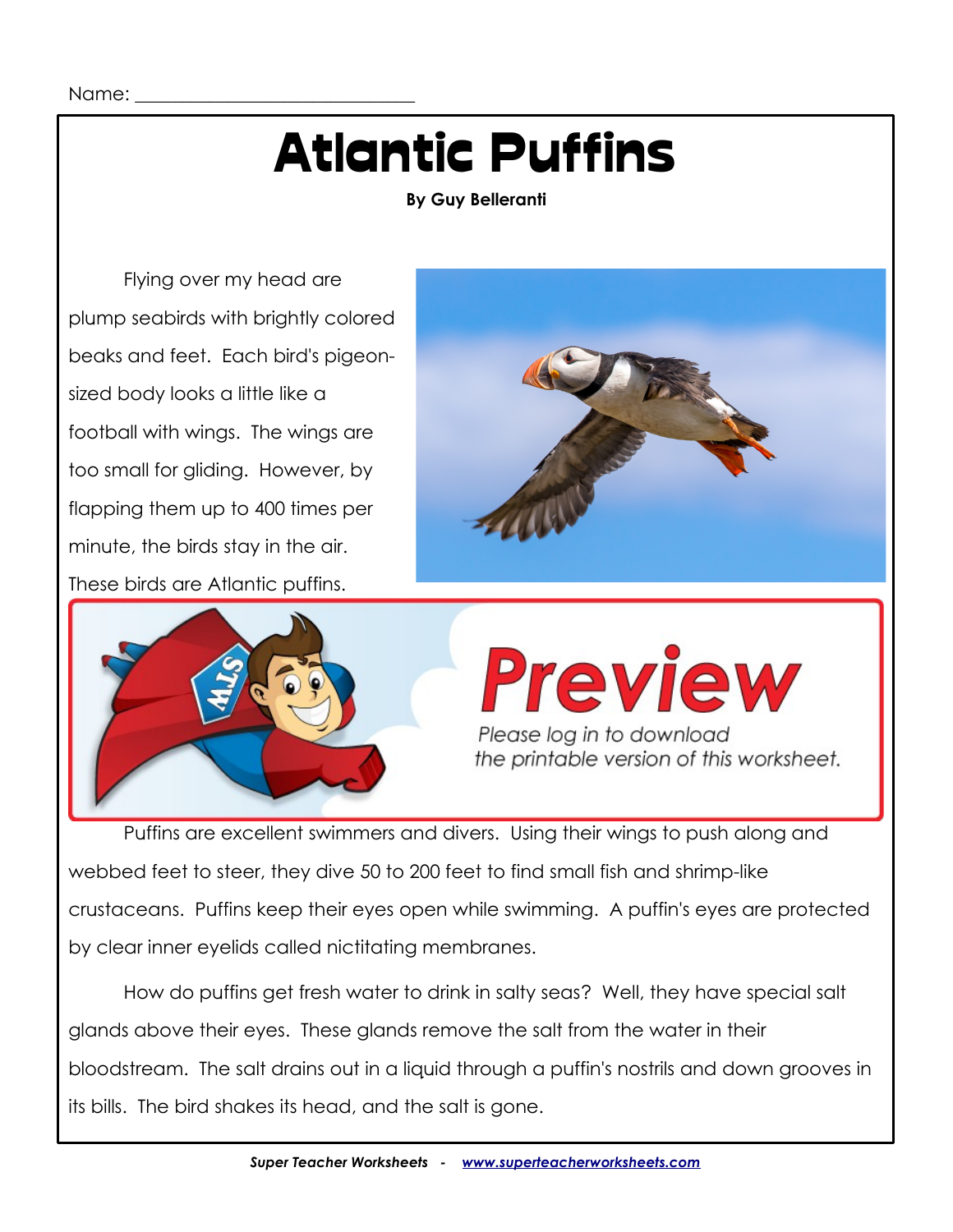Name: ______________________________

# Atlantic Puffins

**By Guy Belleranti**

Flying over my head are plump seabirds with brightly colored beaks and feet. Each bird's pigeon-sized body looks a little like a football with wings. The wings are too small for gliding. However, by flapping them up to 400 times per minute, the birds stay in the air. These birds are Atlantic puffins.

**Preview**

*Please log in to download the printable version of this worksheet.*

Puffins are excellent swimmers and divers. Using their wings to push along and webbed feet to steer, they dive 50 to 200 feet to find small fish and shrimp-like crustaceans. Puffins keep their eyes open while swimming. A puffin's eyes are protected by clear inner eyelids called nictitating membranes.

How do puffins get fresh water to drink in salty seas? Well, they have special salt glands above their eyes. These glands remove the salt from the water in their bloodstream. The salt drains out in a liquid through a puffin's nostrils and down grooves in its bills. The bird shakes its head, and the salt is gone.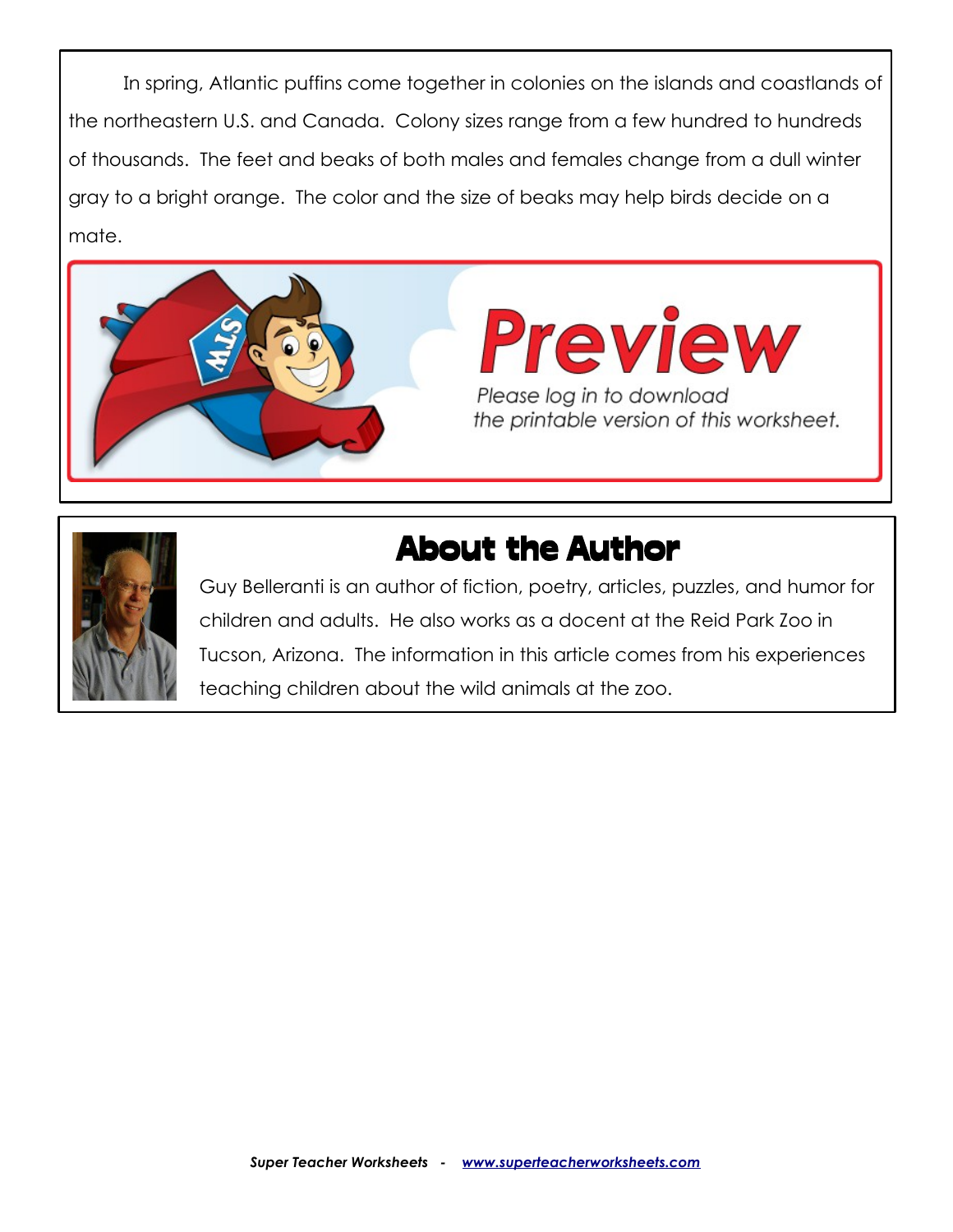In spring, Atlantic puffins come together in colonies on the islands and coastlands of the northeastern U.S. and Canada. Colony sizes range from a few hundred to hundreds of thousands. The feet and beaks of both males and females change from a dull winter gray to a bright orange. The color and the size of beaks may help birds decide on a mate.

**Preview**

*Please log in to download the printable version of this worksheet.*

## About the Author

Guy Belleranti is an author of fiction, poetry, articles, puzzles, and humor for children and adults. He also works as a docent at the Reid Park Zoo in Tucson, Arizona. The information in this article comes from his experiences teaching children about the wild animals at the zoo.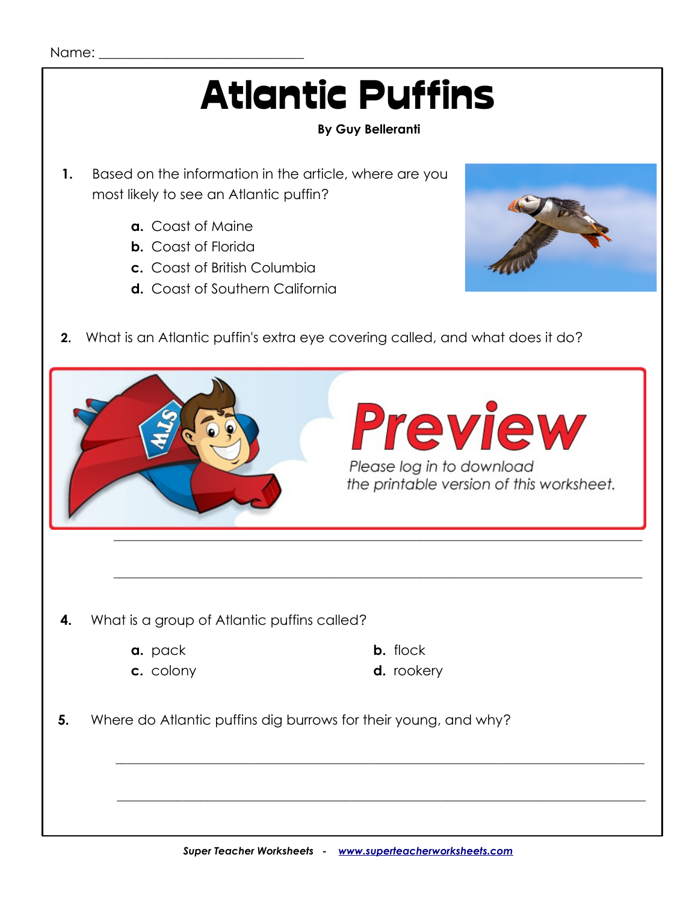Name: ___________________________

# Atlantic Puffins

**By Guy Belleranti**

1. Based on the information in the article, where are you most likely to see an Atlantic puffin?

   **a.** Coast of Maine
   **b.** Coast of Florida
   **c.** Coast of British Columbia
   **d.** Coast of Southern California

2. What is an Atlantic puffin's extra eye covering called, and what does it do?

Preview

Please log in to download the printable version of this worksheet.

_______________________________________________________________

_______________________________________________________________

4. What is a group of Atlantic puffins called?

   **a.** pack
   **b.** flock
   **c.** colony
   **d.** rookery

5. Where do Atlantic puffins dig burrows for their young, and why?

_______________________________________________________________

_______________________________________________________________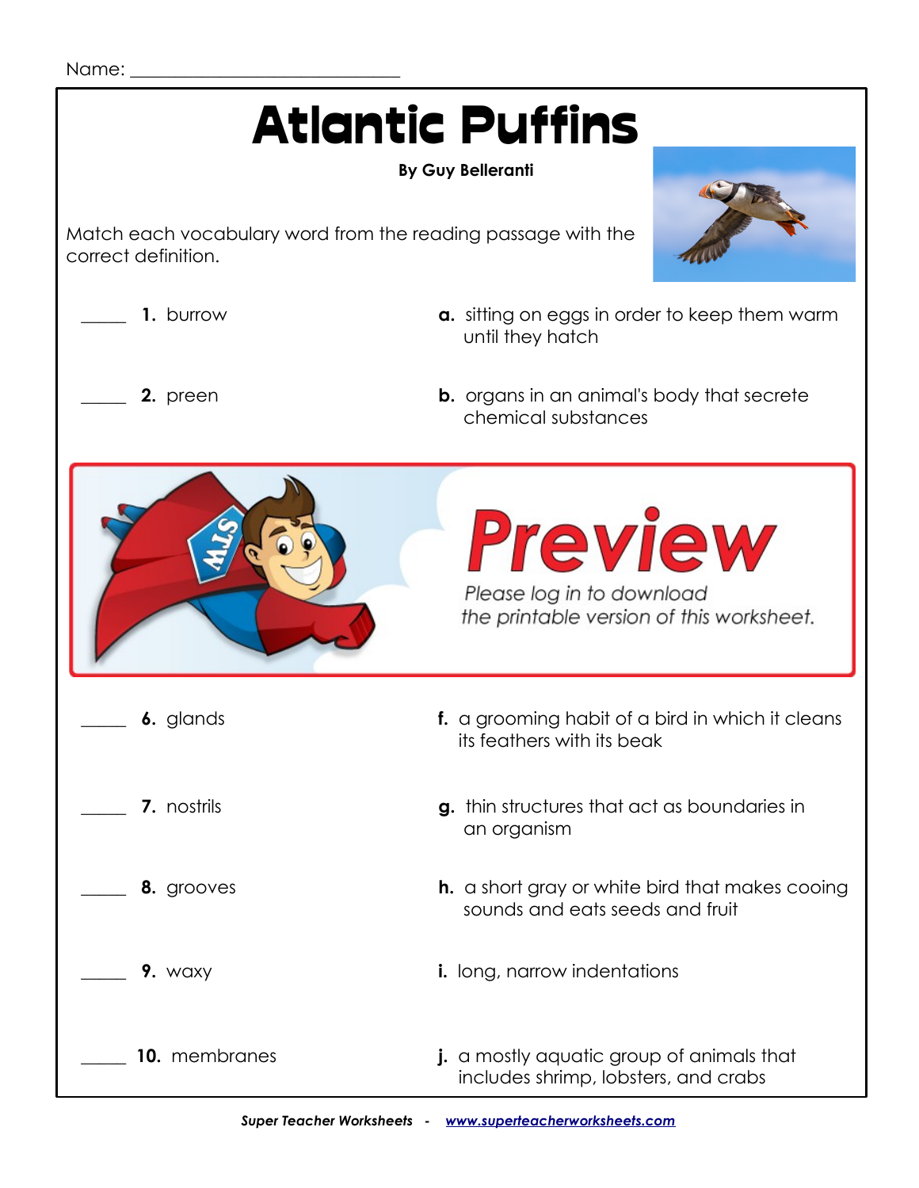Name: ______________________________

# Atlantic Puffins

**By Guy Belleranti**

Match each vocabulary word from the reading passage with the correct definition.

_____ **1.** burrow

_____ **2.** preen

**a.** sitting on eggs in order to keep them warm until they hatch

**b.** organs in an animal's body that secrete chemical substances

Preview

Please log in to download the printable version of this worksheet.

_____ **6.** glands

_____ **7.** nostrils

_____ **8.** grooves

_____ **9.** waxy

_____ **10.** membranes

**f.** a grooming habit of a bird in which it cleans its feathers with its beak

**g.** thin structures that act as boundaries in an organism

**h.** a short gray or white bird that makes cooing sounds and eats seeds and fruit

**i.** long, narrow indentations

**j.** a mostly aquatic group of animals that includes shrimp, lobsters, and crabs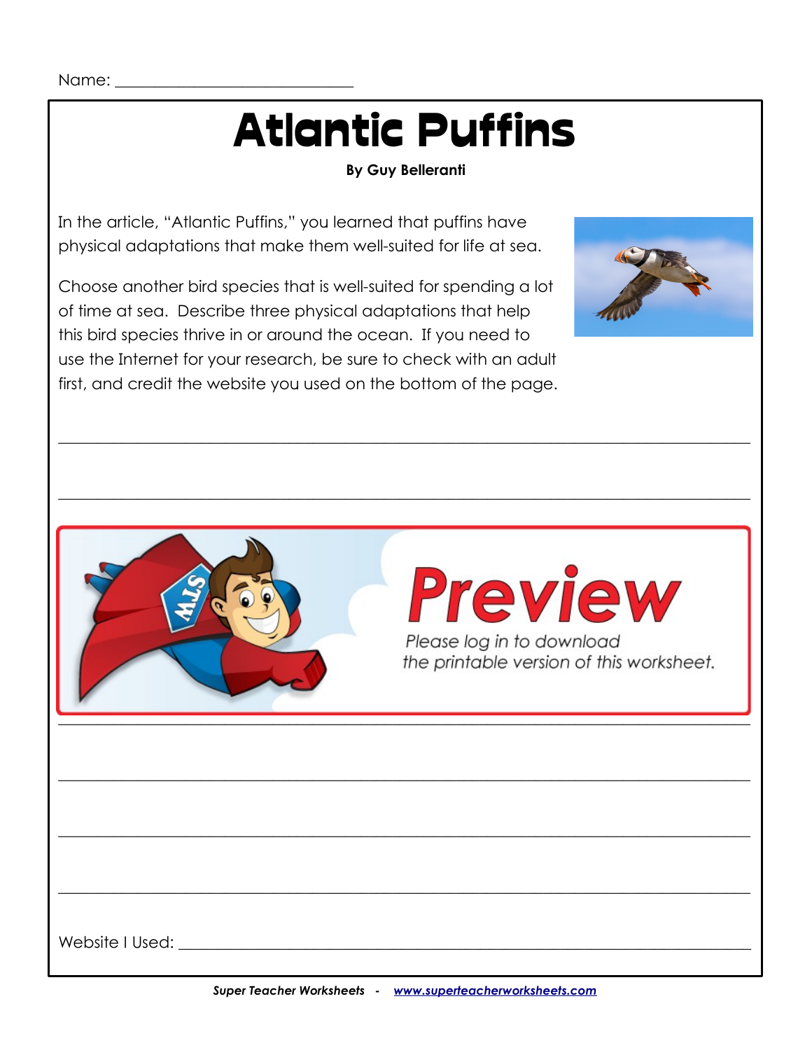Name: ___________________________

# Atlantic Puffins

**By Guy Belleranti**

In the article, "Atlantic Puffins," you learned that puffins have physical adaptations that make them well-suited for life at sea.

Choose another bird species that is well-suited for spending a lot of time at sea. Describe three physical adaptations that help this bird species thrive in or around the ocean. If you need to use the Internet for your research, be sure to check with an adult first, and credit the website you used on the bottom of the page.

___________________________________________________________________________

___________________________________________________________________________

Preview

Please log in to download the printable version of this worksheet.

___________________________________________________________________________

___________________________________________________________________________

___________________________________________________________________________

___________________________________________________________________________

Website I Used: ___________________________________________________________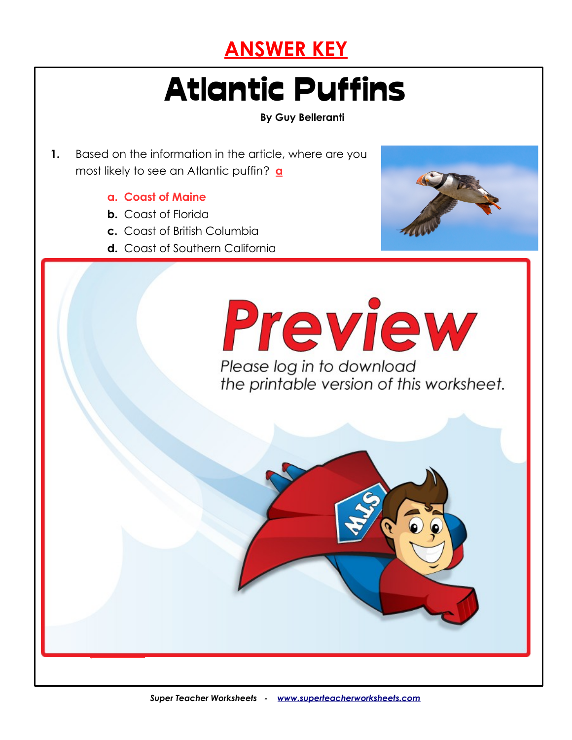# ANSWER KEY

# Atlantic Puffins

**By Guy Belleranti**

1. Based on the information in the article, where are you most likely to see an Atlantic puffin? a

   a. Coast of Maine
   b. Coast of Florida
   c. Coast of British Columbia
   d. Coast of Southern California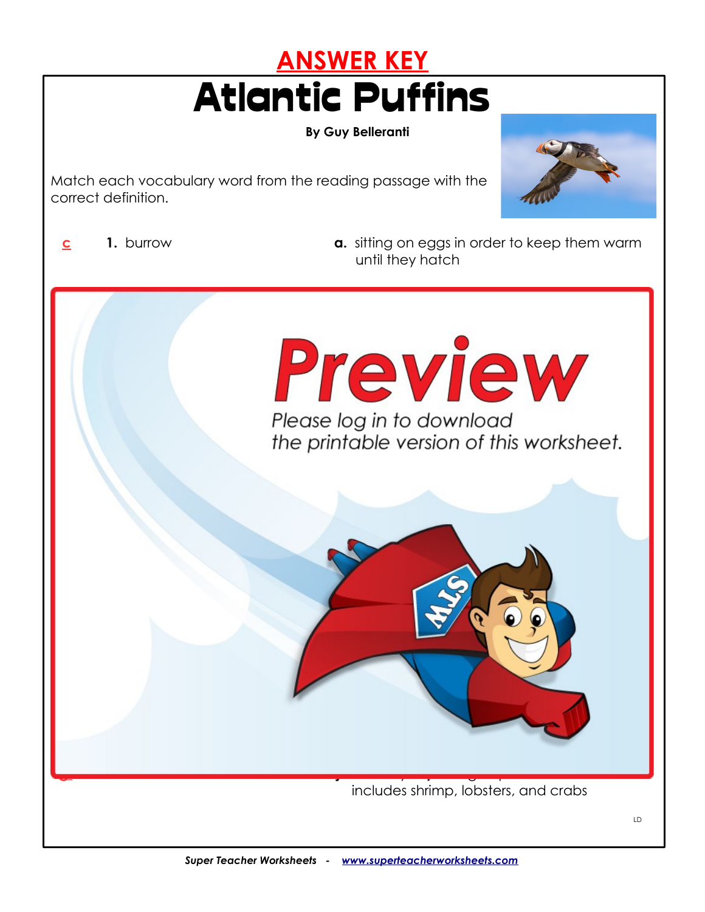ANSWER KEY

# Atlantic Puffins

**By Guy Belleranti**

Match each vocabulary word from the reading passage with the correct definition.

c **1.** burrow **a.** sitting on eggs in order to keep them warm until they hatch

Preview

Please log in to download the printable version of this worksheet.

includes shrimp, lobsters, and crabs

LD